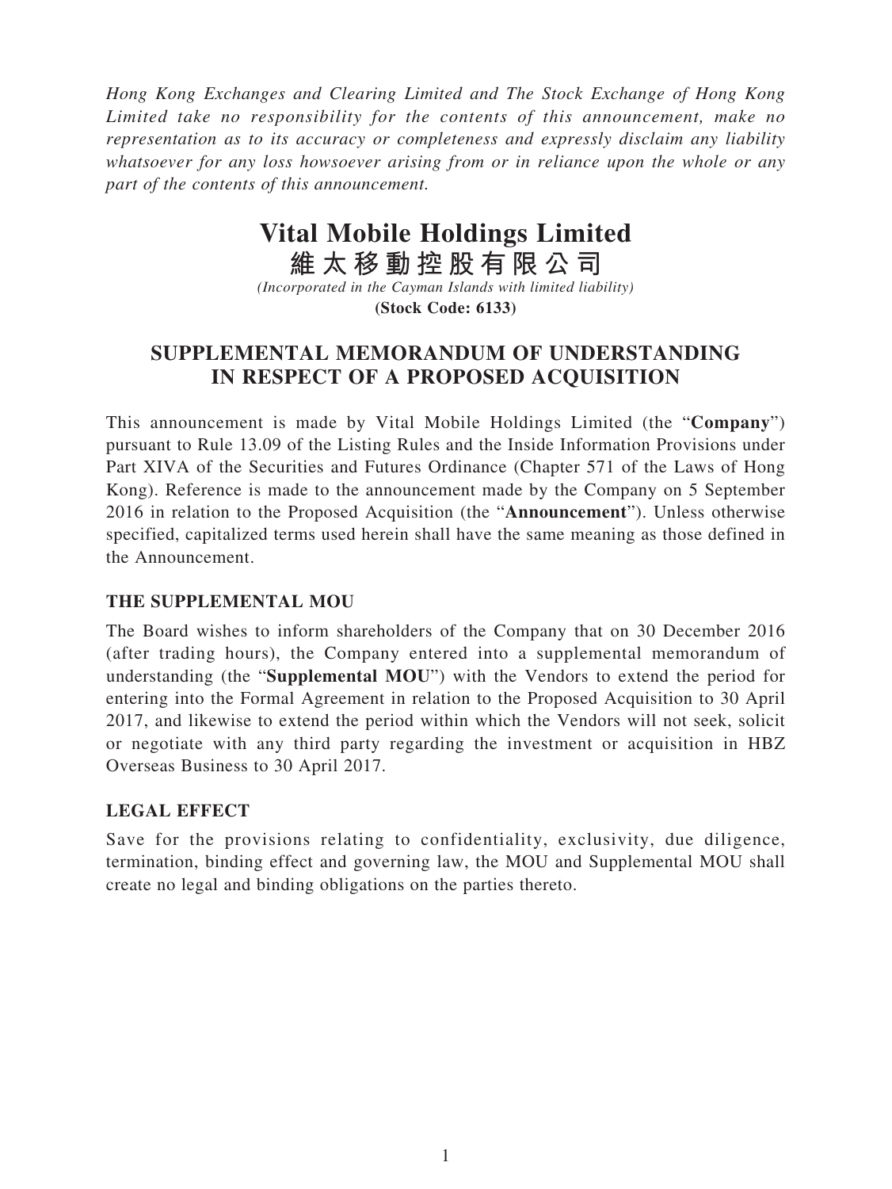*Hong Kong Exchanges and Clearing Limited and The Stock Exchange of Hong Kong Limited take no responsibility for the contents of this announcement, make no representation as to its accuracy or completeness and expressly disclaim any liability whatsoever for any loss howsoever arising from or in reliance upon the whole or any part of the contents of this announcement.*

# Vital Mobile Holdings Limited
# 維太移動控股有限公司

*(Incorporated in the Cayman Islands with limited liability)*
**(Stock Code: 6133)**

## SUPPLEMENTAL MEMORANDUM OF UNDERSTANDING IN RESPECT OF A PROPOSED ACQUISITION

This announcement is made by Vital Mobile Holdings Limited (the "**Company**") pursuant to Rule 13.09 of the Listing Rules and the Inside Information Provisions under Part XIVA of the Securities and Futures Ordinance (Chapter 571 of the Laws of Hong Kong). Reference is made to the announcement made by the Company on 5 September 2016 in relation to the Proposed Acquisition (the "**Announcement**"). Unless otherwise specified, capitalized terms used herein shall have the same meaning as those defined in the Announcement.

### THE SUPPLEMENTAL MOU

The Board wishes to inform shareholders of the Company that on 30 December 2016 (after trading hours), the Company entered into a supplemental memorandum of understanding (the "**Supplemental MOU**") with the Vendors to extend the period for entering into the Formal Agreement in relation to the Proposed Acquisition to 30 April 2017, and likewise to extend the period within which the Vendors will not seek, solicit or negotiate with any third party regarding the investment or acquisition in HBZ Overseas Business to 30 April 2017.

### LEGAL EFFECT

Save for the provisions relating to confidentiality, exclusivity, due diligence, termination, binding effect and governing law, the MOU and Supplemental MOU shall create no legal and binding obligations on the parties thereto.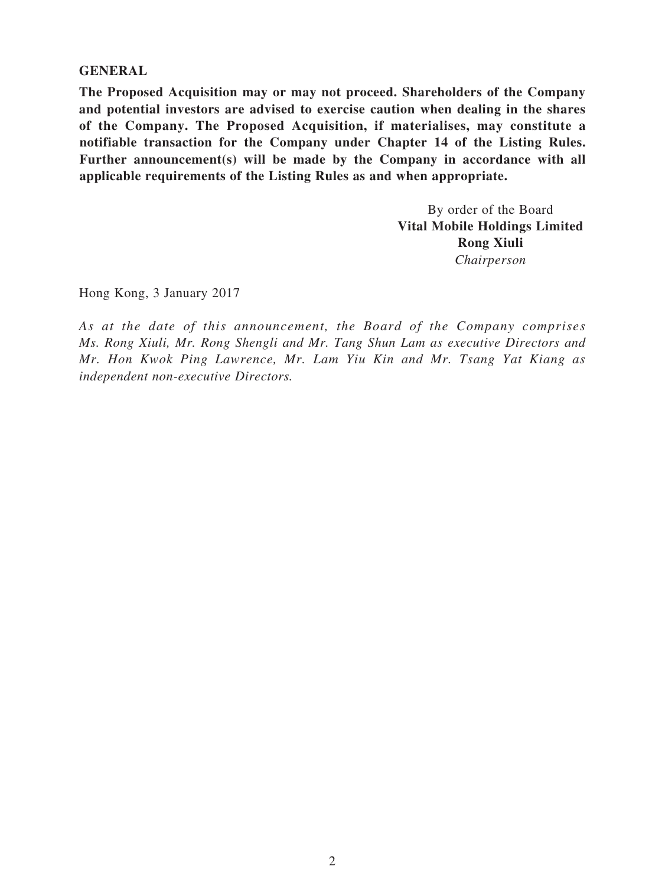**GENERAL**

**The Proposed Acquisition may or may not proceed. Shareholders of the Company and potential investors are advised to exercise caution when dealing in the shares of the Company. The Proposed Acquisition, if materialises, may constitute a notifiable transaction for the Company under Chapter 14 of the Listing Rules. Further announcement(s) will be made by the Company in accordance with all applicable requirements of the Listing Rules as and when appropriate.**

By order of the Board
**Vital Mobile Holdings Limited**
**Rong Xiuli**
*Chairperson*

Hong Kong, 3 January 2017

*As at the date of this announcement, the Board of the Company comprises Ms. Rong Xiuli, Mr. Rong Shengli and Mr. Tang Shun Lam as executive Directors and Mr. Hon Kwok Ping Lawrence, Mr. Lam Yiu Kin and Mr. Tsang Yat Kiang as independent non-executive Directors.*